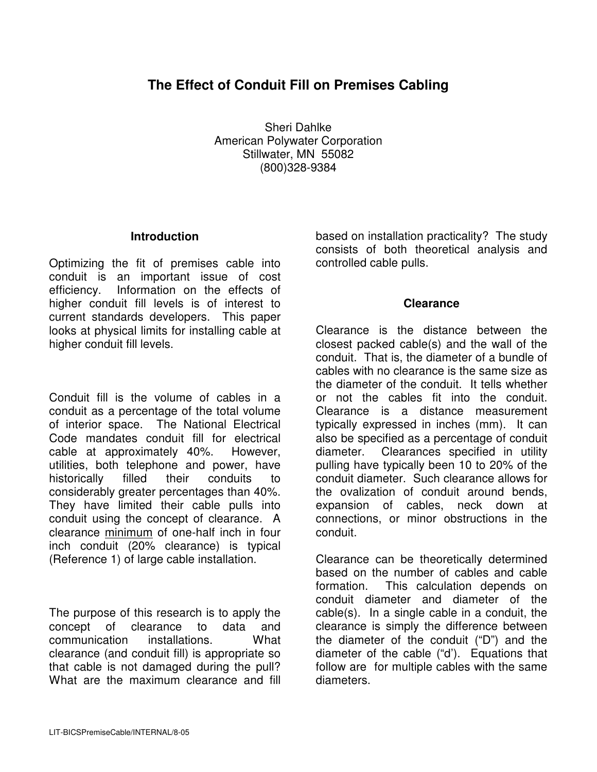# The Effect of Conduit Fill on Premises Cabling

Sheri Dahlke
American Polywater Corporation
Stillwater, MN 55082
(800)328-9384

## Introduction

Optimizing the fit of premises cable into conduit is an important issue of cost efficiency. Information on the effects of higher conduit fill levels is of interest to current standards developers. This paper looks at physical limits for installing cable at higher conduit fill levels.

Conduit fill is the volume of cables in a conduit as a percentage of the total volume of interior space. The National Electrical Code mandates conduit fill for electrical cable at approximately 40%. However, utilities, both telephone and power, have historically filled their conduits to considerably greater percentages than 40%. They have limited their cable pulls into conduit using the concept of clearance. A clearance minimum of one-half inch in four inch conduit (20% clearance) is typical (Reference 1) of large cable installation.

The purpose of this research is to apply the concept of clearance to data and communication installations. What clearance (and conduit fill) is appropriate so that cable is not damaged during the pull? What are the maximum clearance and fill based on installation practicality? The study consists of both theoretical analysis and controlled cable pulls.

## Clearance

Clearance is the distance between the closest packed cable(s) and the wall of the conduit. That is, the diameter of a bundle of cables with no clearance is the same size as the diameter of the conduit. It tells whether or not the cables fit into the conduit. Clearance is a distance measurement typically expressed in inches (mm). It can also be specified as a percentage of conduit diameter. Clearances specified in utility pulling have typically been 10 to 20% of the conduit diameter. Such clearance allows for the ovalization of conduit around bends, expansion of cables, neck down at connections, or minor obstructions in the conduit.

Clearance can be theoretically determined based on the number of cables and cable formation. This calculation depends on conduit diameter and diameter of the cable(s). In a single cable in a conduit, the clearance is simply the difference between the diameter of the conduit ("D") and the diameter of the cable ("d'). Equations that follow are for multiple cables with the same diameters.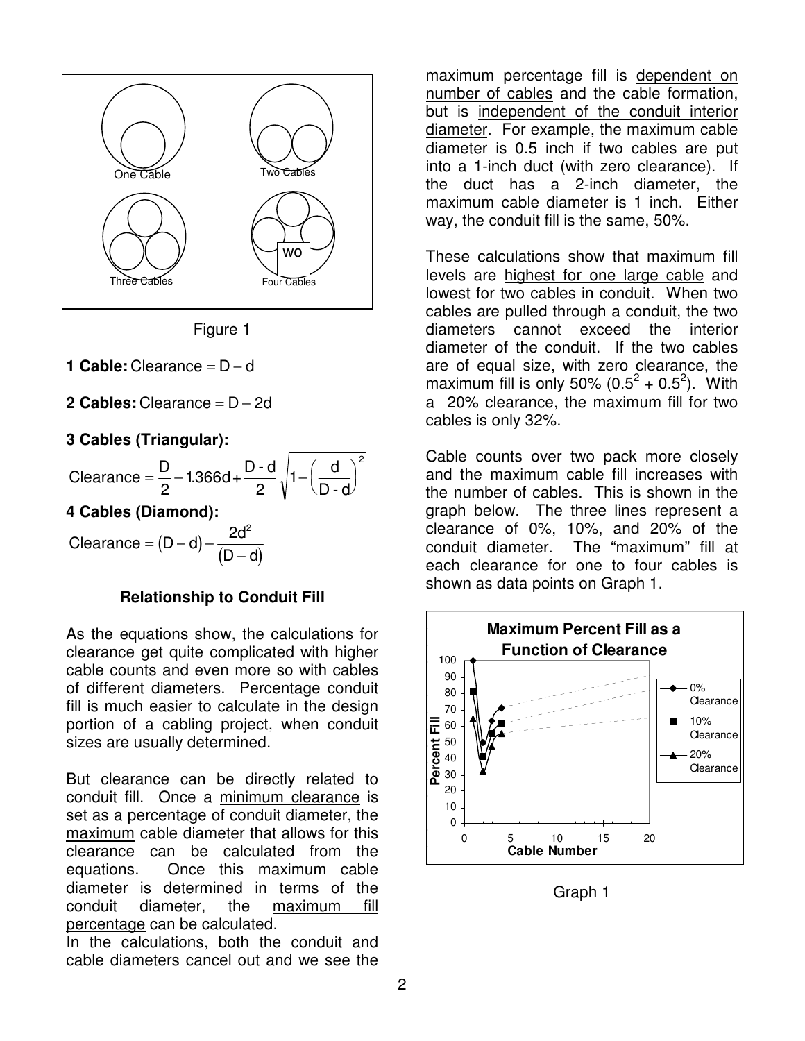Figure 1

**1 Cable:** Clearance $= D - d$

**2 Cables:** Clearance $= D - 2d$

**3 Cables (Triangular):**

$$\text{Clearance} = \frac{D}{2} - 1.366d + \frac{D - d}{2}\sqrt{1 - \left(\frac{d}{D - d}\right)^2}$$

**4 Cables (Diamond):**

$$\text{Clearance} = (D - d) - \frac{2d^2}{(D - d)}$$

### Relationship to Conduit Fill

As the equations show, the calculations for clearance get quite complicated with higher cable counts and even more so with cables of different diameters. Percentage conduit fill is much easier to calculate in the design portion of a cabling project, when conduit sizes are usually determined.

But clearance can be directly related to conduit fill. Once a minimum clearance is set as a percentage of conduit diameter, the maximum cable diameter that allows for this clearance can be calculated from the equations. Once this maximum cable diameter is determined in terms of the conduit diameter, the maximum fill percentage can be calculated.

In the calculations, both the conduit and cable diameters cancel out and we see the maximum percentage fill is dependent on number of cables and the cable formation, but is independent of the conduit interior diameter. For example, the maximum cable diameter is 0.5 inch if two cables are put into a 1-inch duct (with zero clearance). If the duct has a 2-inch diameter, the maximum cable diameter is 1 inch. Either way, the conduit fill is the same, 50%.

These calculations show that maximum fill levels are highest for one large cable and lowest for two cables in conduit. When two cables are pulled through a conduit, the two diameters cannot exceed the interior diameter of the conduit. If the two cables are of equal size, with zero clearance, the maximum fill is only 50% ($0.5^2 + 0.5^2$). With a 20% clearance, the maximum fill for two cables is only 32%.

Cable counts over two pack more closely and the maximum cable fill increases with the number of cables. This is shown in the graph below. The three lines represent a clearance of 0%, 10%, and 20% of the conduit diameter. The "maximum" fill at each clearance for one to four cables is shown as data points on Graph 1.

Graph 1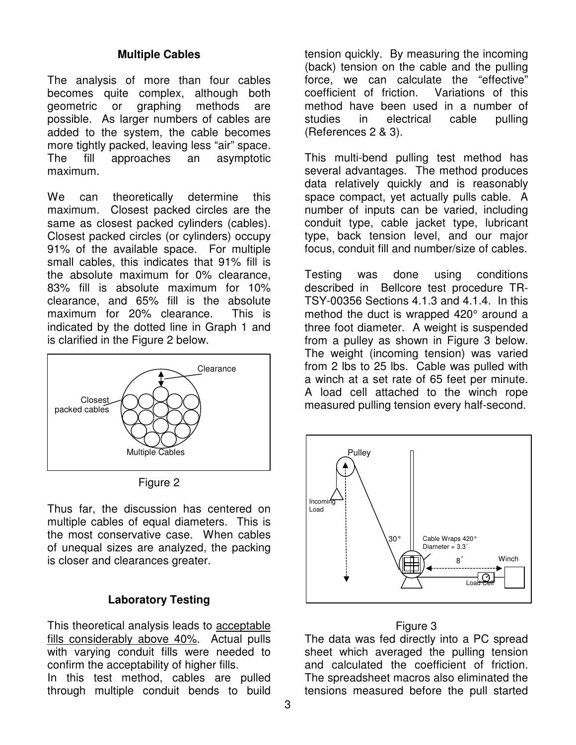### Multiple Cables

The analysis of more than four cables becomes quite complex, although both geometric or graphing methods are possible. As larger numbers of cables are added to the system, the cable becomes more tightly packed, leaving less "air" space. The fill approaches an asymptotic maximum.

We can theoretically determine this maximum. Closest packed circles are the same as closest packed cylinders (cables). Closest packed circles (or cylinders) occupy 91% of the available space. For multiple small cables, this indicates that 91% fill is the absolute maximum for 0% clearance, 83% fill is absolute maximum for 10% clearance, and 65% fill is the absolute maximum for 20% clearance. This is indicated by the dotted line in Graph 1 and is clarified in the Figure 2 below.

Figure 2

Thus far, the discussion has centered on multiple cables of equal diameters. This is the most conservative case. When cables of unequal sizes are analyzed, the packing is closer and clearances greater.

### Laboratory Testing

This theoretical analysis leads to acceptable fills considerably above 40%. Actual pulls with varying conduit fills were needed to confirm the acceptability of higher fills.

In this test method, cables are pulled through multiple conduit bends to build tension quickly. By measuring the incoming (back) tension on the cable and the pulling force, we can calculate the "effective" coefficient of friction. Variations of this method have been used in a number of studies in electrical cable pulling (References 2 & 3).

This multi-bend pulling test method has several advantages. The method produces data relatively quickly and is reasonably space compact, yet actually pulls cable. A number of inputs can be varied, including conduit type, cable jacket type, lubricant type, back tension level, and our major focus, conduit fill and number/size of cables.

Testing was done using conditions described in Bellcore test procedure TR-TSY-00356 Sections 4.1.3 and 4.1.4. In this method the duct is wrapped 420° around a three foot diameter. A weight is suspended from a pulley as shown in Figure 3 below. The weight (incoming tension) was varied from 2 lbs to 25 lbs. Cable was pulled with a winch at a set rate of 65 feet per minute. A load cell attached to the winch rope measured pulling tension every half-second.

Figure 3

The data was fed directly into a PC spread sheet which averaged the pulling tension and calculated the coefficient of friction. The spreadsheet macros also eliminated the tensions measured before the pull started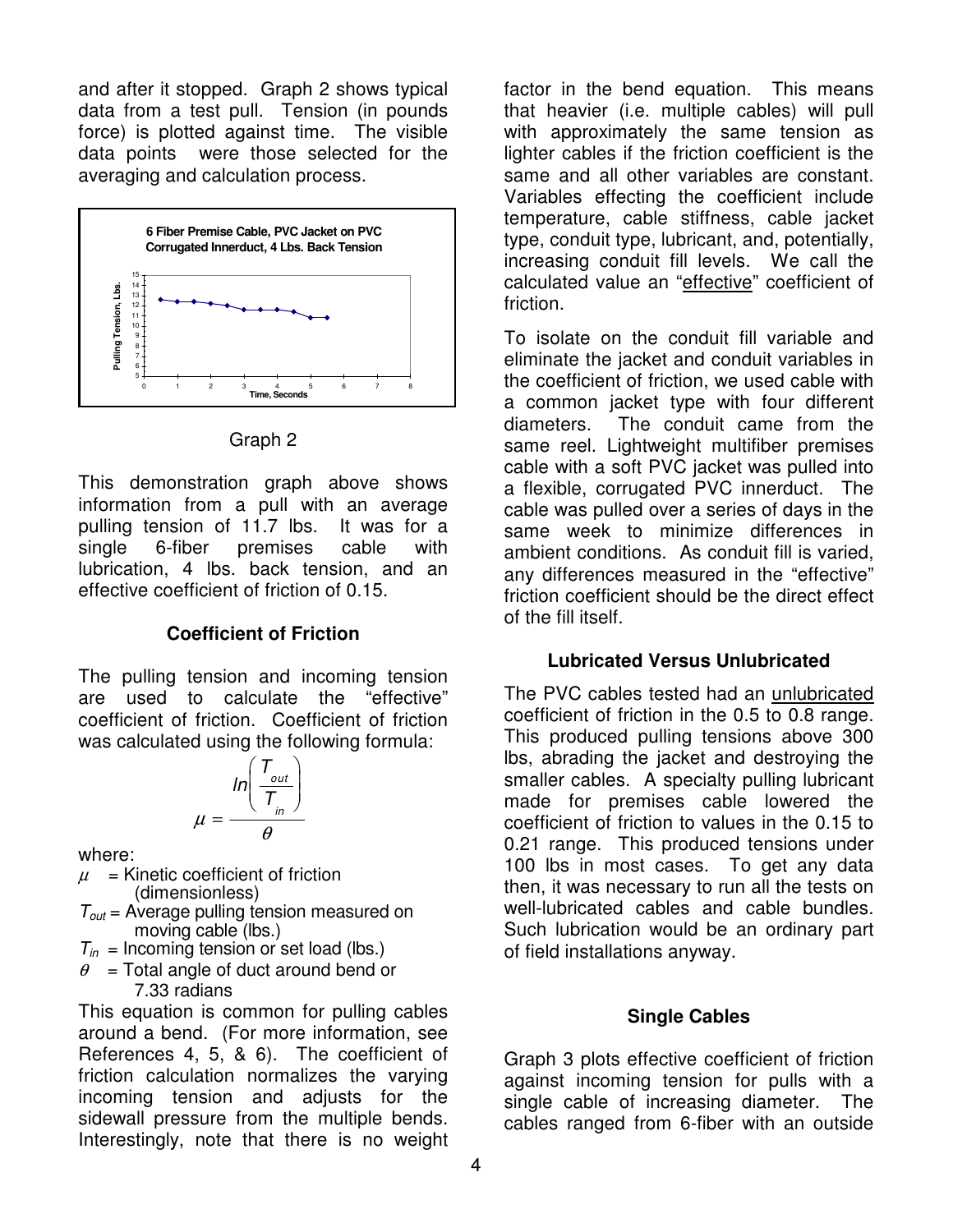and after it stopped. Graph 2 shows typical data from a test pull. Tension (in pounds force) is plotted against time. The visible data points were those selected for the averaging and calculation process.

Graph 2

This demonstration graph above shows information from a pull with an average pulling tension of 11.7 lbs. It was for a single 6-fiber premises cable with lubrication, 4 lbs. back tension, and an effective coefficient of friction of 0.15.

### Coefficient of Friction

The pulling tension and incoming tension are used to calculate the "effective" coefficient of friction. Coefficient of friction was calculated using the following formula:

$$\mu = \frac{\ln\left(\frac{T_{out}}{T_{in}}\right)}{\theta}$$

where:

- $\mu$ = Kinetic coefficient of friction (dimensionless)
- $T_{out}$ = Average pulling tension measured on moving cable (lbs.)
- $T_{in}$ = Incoming tension or set load (lbs.)
- $\theta$ = Total angle of duct around bend or 7.33 radians

This equation is common for pulling cables around a bend. (For more information, see References 4, 5, & 6). The coefficient of friction calculation normalizes the varying incoming tension and adjusts for the sidewall pressure from the multiple bends. Interestingly, note that there is no weight factor in the bend equation. This means that heavier (i.e. multiple cables) will pull with approximately the same tension as lighter cables if the friction coefficient is the same and all other variables are constant. Variables effecting the coefficient include temperature, cable stiffness, cable jacket type, conduit type, lubricant, and, potentially, increasing conduit fill levels. We call the calculated value an "effective" coefficient of friction.

To isolate on the conduit fill variable and eliminate the jacket and conduit variables in the coefficient of friction, we used cable with a common jacket type with four different diameters. The conduit came from the same reel. Lightweight multifiber premises cable with a soft PVC jacket was pulled into a flexible, corrugated PVC innerduct. The cable was pulled over a series of days in the same week to minimize differences in ambient conditions. As conduit fill is varied, any differences measured in the "effective" friction coefficient should be the direct effect of the fill itself.

### Lubricated Versus Unlubricated

The PVC cables tested had an unlubricated coefficient of friction in the 0.5 to 0.8 range. This produced pulling tensions above 300 lbs, abrading the jacket and destroying the smaller cables. A specialty pulling lubricant made for premises cable lowered the coefficient of friction to values in the 0.15 to 0.21 range. This produced tensions under 100 lbs in most cases. To get any data then, it was necessary to run all the tests on well-lubricated cables and cable bundles. Such lubrication would be an ordinary part of field installations anyway.

### Single Cables

Graph 3 plots effective coefficient of friction against incoming tension for pulls with a single cable of increasing diameter. The cables ranged from 6-fiber with an outside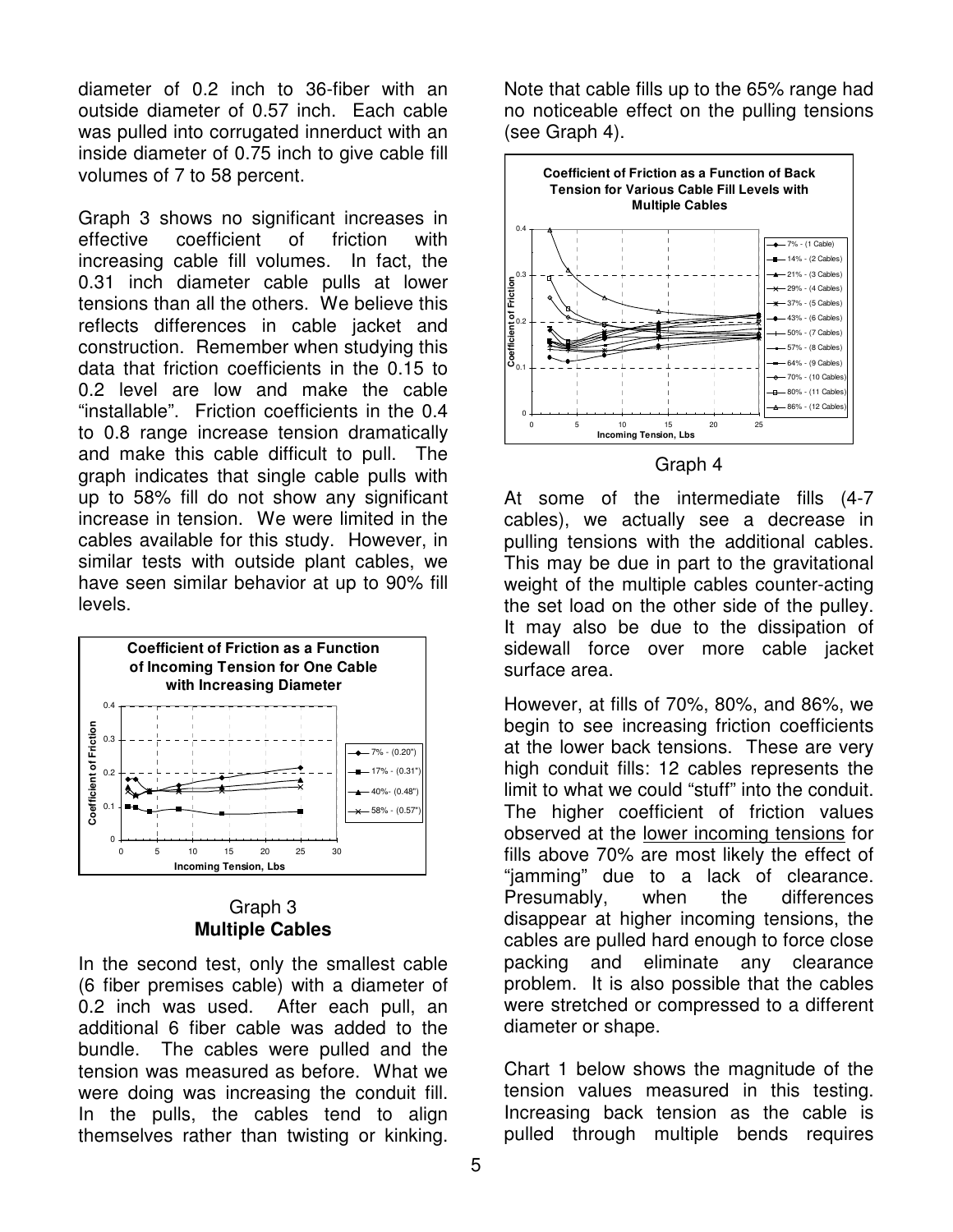diameter of 0.2 inch to 36-fiber with an outside diameter of 0.57 inch. Each cable was pulled into corrugated innerduct with an inside diameter of 0.75 inch to give cable fill volumes of 7 to 58 percent.

Graph 3 shows no significant increases in effective coefficient of friction with increasing cable fill volumes. In fact, the 0.31 inch diameter cable pulls at lower tensions than all the others. We believe this reflects differences in cable jacket and construction. Remember when studying this data that friction coefficients in the 0.15 to 0.2 level are low and make the cable "installable". Friction coefficients in the 0.4 to 0.8 range increase tension dramatically and make this cable difficult to pull. The graph indicates that single cable pulls with up to 58% fill do not show any significant increase in tension. We were limited in the cables available for this study. However, in similar tests with outside plant cables, we have seen similar behavior at up to 90% fill levels.

Graph 3

## Multiple Cables

In the second test, only the smallest cable (6 fiber premises cable) with a diameter of 0.2 inch was used. After each pull, an additional 6 fiber cable was added to the bundle. The cables were pulled and the tension was measured as before. What we were doing was increasing the conduit fill. In the pulls, the cables tend to align themselves rather than twisting or kinking. Note that cable fills up to the 65% range had no noticeable effect on the pulling tensions (see Graph 4).

Graph 4

At some of the intermediate fills (4-7 cables), we actually see a decrease in pulling tensions with the additional cables. This may be due in part to the gravitational weight of the multiple cables counter-acting the set load on the other side of the pulley. It may also be due to the dissipation of sidewall force over more cable jacket surface area.

However, at fills of 70%, 80%, and 86%, we begin to see increasing friction coefficients at the lower back tensions. These are very high conduit fills: 12 cables represents the limit to what we could "stuff" into the conduit. The higher coefficient of friction values observed at the lower incoming tensions for fills above 70% are most likely the effect of "jamming" due to a lack of clearance. Presumably, when the differences disappear at higher incoming tensions, the cables are pulled hard enough to force close packing and eliminate any clearance problem. It is also possible that the cables were stretched or compressed to a different diameter or shape.

Chart 1 below shows the magnitude of the tension values measured in this testing. Increasing back tension as the cable is pulled through multiple bends requires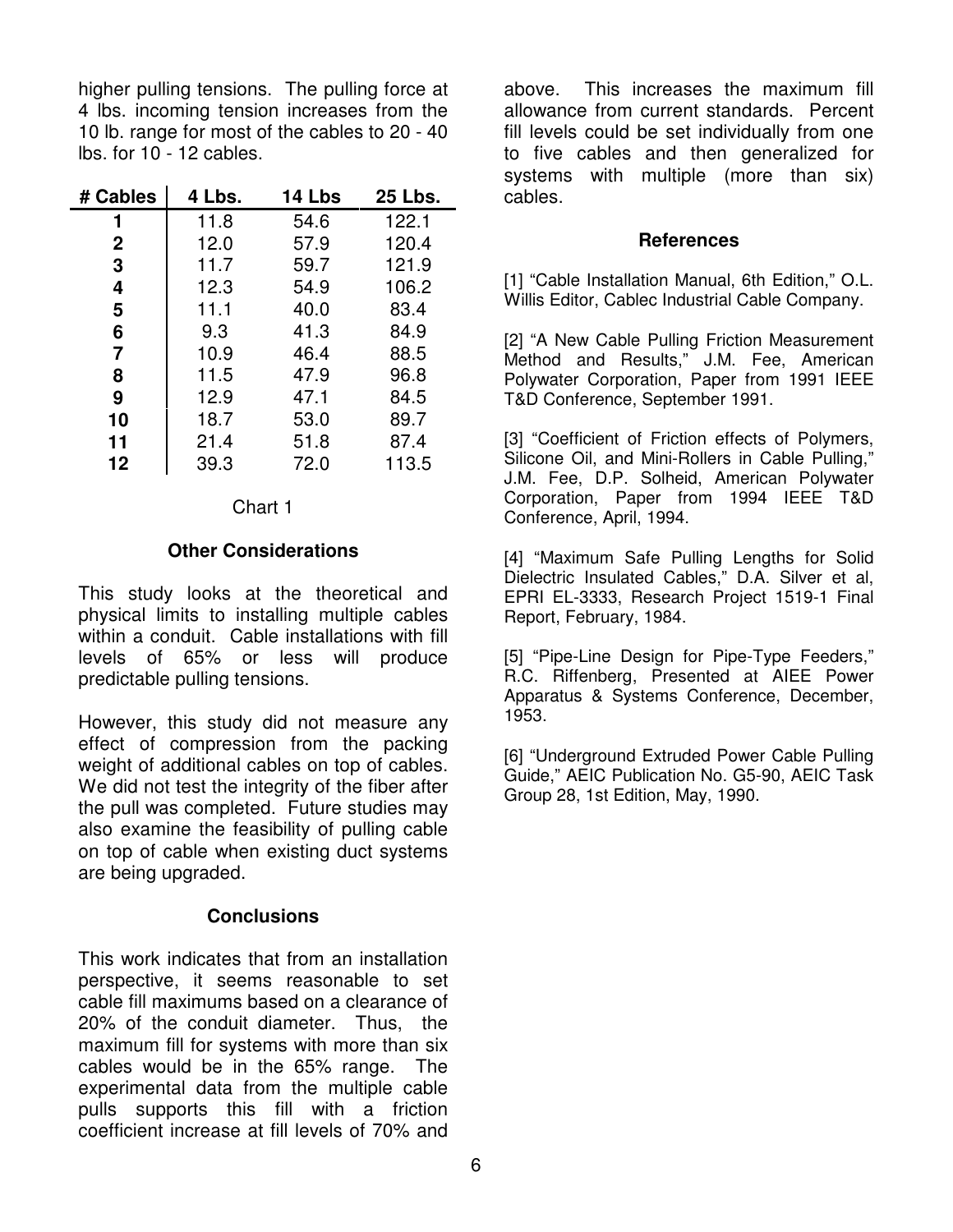higher pulling tensions. The pulling force at 4 lbs. incoming tension increases from the 10 lb. range for most of the cables to 20 - 40 lbs. for 10 - 12 cables.

| # Cables | 4 Lbs. | 14 Lbs | 25 Lbs. |
|---|---|---|---|
| 1 | 11.8 | 54.6 | 122.1 |
| 2 | 12.0 | 57.9 | 120.4 |
| 3 | 11.7 | 59.7 | 121.9 |
| 4 | 12.3 | 54.9 | 106.2 |
| 5 | 11.1 | 40.0 | 83.4 |
| 6 | 9.3 | 41.3 | 84.9 |
| 7 | 10.9 | 46.4 | 88.5 |
| 8 | 11.5 | 47.9 | 96.8 |
| 9 | 12.9 | 47.1 | 84.5 |
| 10 | 18.7 | 53.0 | 89.7 |
| 11 | 21.4 | 51.8 | 87.4 |
| 12 | 39.3 | 72.0 | 113.5 |

Chart 1

### Other Considerations

This study looks at the theoretical and physical limits to installing multiple cables within a conduit. Cable installations with fill levels of 65% or less will produce predictable pulling tensions.

However, this study did not measure any effect of compression from the packing weight of additional cables on top of cables. We did not test the integrity of the fiber after the pull was completed. Future studies may also examine the feasibility of pulling cable on top of cable when existing duct systems are being upgraded.

### Conclusions

This work indicates that from an installation perspective, it seems reasonable to set cable fill maximums based on a clearance of 20% of the conduit diameter. Thus, the maximum fill for systems with more than six cables would be in the 65% range. The experimental data from the multiple cable pulls supports this fill with a friction coefficient increase at fill levels of 70% and above. This increases the maximum fill allowance from current standards. Percent fill levels could be set individually from one to five cables and then generalized for systems with multiple (more than six) cables.

### References

[1] "Cable Installation Manual, 6th Edition," O.L. Willis Editor, Cablec Industrial Cable Company.

[2] "A New Cable Pulling Friction Measurement Method and Results," J.M. Fee, American Polywater Corporation, Paper from 1991 IEEE T&D Conference, September 1991.

[3] "Coefficient of Friction effects of Polymers, Silicone Oil, and Mini-Rollers in Cable Pulling," J.M. Fee, D.P. Solheid, American Polywater Corporation, Paper from 1994 IEEE T&D Conference, April, 1994.

[4] "Maximum Safe Pulling Lengths for Solid Dielectric Insulated Cables," D.A. Silver et al, EPRI EL-3333, Research Project 1519-1 Final Report, February, 1984.

[5] "Pipe-Line Design for Pipe-Type Feeders," R.C. Riffenberg, Presented at AIEE Power Apparatus & Systems Conference, December, 1953.

[6] "Underground Extruded Power Cable Pulling Guide," AEIC Publication No. G5-90, AEIC Task Group 28, 1st Edition, May, 1990.